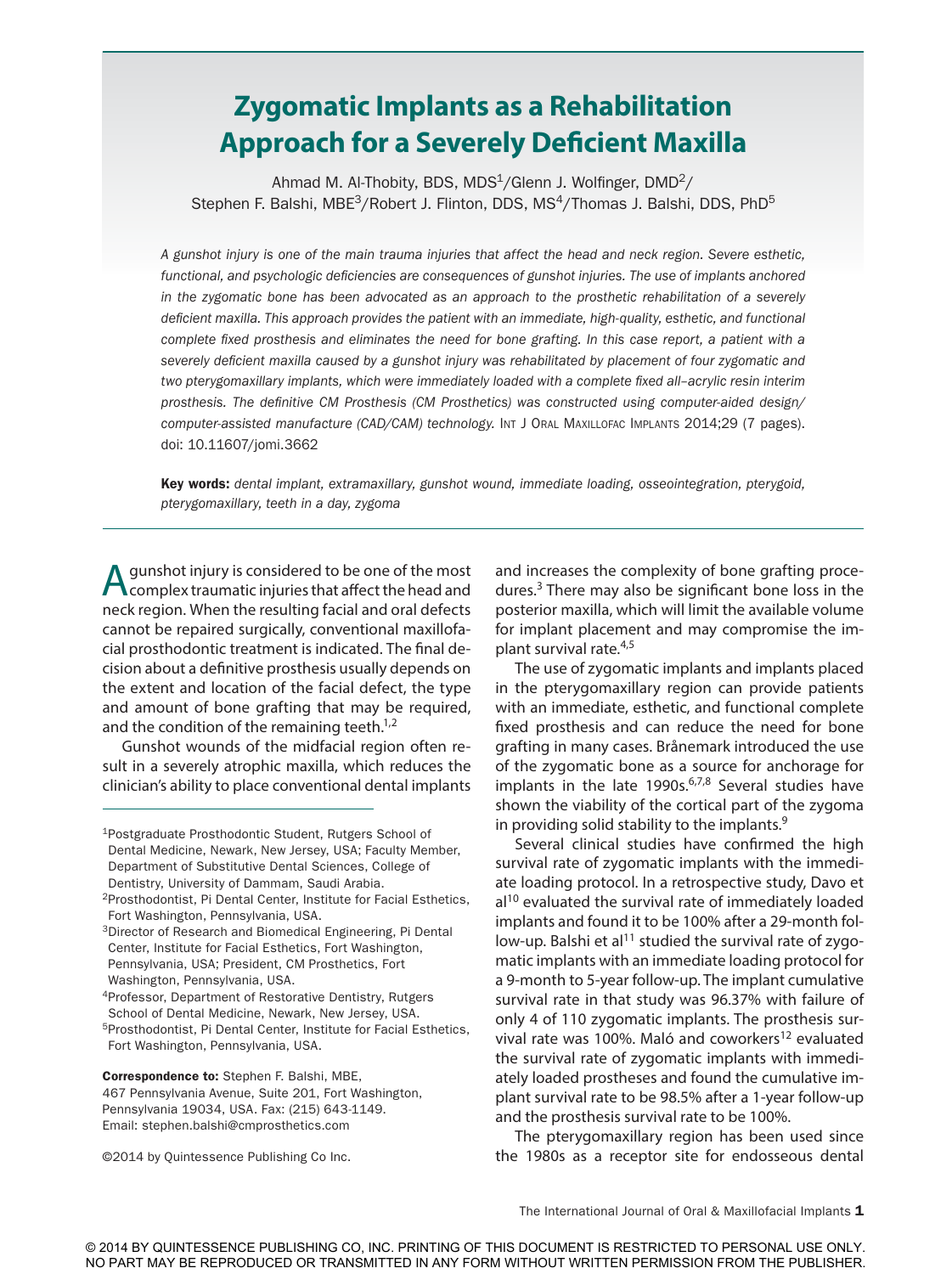# Zygomatic Implants as a Rehabilitation Approach for a Severely Deficient Maxilla

Ahmad M. Al-Thobity, BDS, MDS[1]/Glenn J. Wolfinger, DMD[2]/
Stephen F. Balshi, MBE[3]/Robert J. Flinton, DDS, MS[4]/Thomas J. Balshi, DDS, PhD[5]

*A gunshot injury is one of the main trauma injuries that affect the head and neck region. Severe esthetic, functional, and psychologic deficiencies are consequences of gunshot injuries. The use of implants anchored in the zygomatic bone has been advocated as an approach to the prosthetic rehabilitation of a severely deficient maxilla. This approach provides the patient with an immediate, high-quality, esthetic, and functional complete fixed prosthesis and eliminates the need for bone grafting. In this case report, a patient with a severely deficient maxilla caused by a gunshot injury was rehabilitated by placement of four zygomatic and two pterygomaxillary implants, which were immediately loaded with a complete fixed all–acrylic resin interim prosthesis. The definitive CM Prosthesis (CM Prosthetics) was constructed using computer-aided design/computer-assisted manufacture (CAD/CAM) technology.* Int J Oral Maxillofac Implants 2014;29 (7 pages). doi: 10.11607/jomi.3662

**Key words:** *dental implant, extramaxillary, gunshot wound, immediate loading, osseointegration, pterygoid, pterygomaxillary, teeth in a day, zygoma*

A gunshot injury is considered to be one of the most complex traumatic injuries that affect the head and neck region. When the resulting facial and oral defects cannot be repaired surgically, conventional maxillofacial prosthodontic treatment is indicated. The final decision about a definitive prosthesis usually depends on the extent and location of the facial defect, the type and amount of bone grafting that may be required, and the condition of the remaining teeth.[1,2]

Gunshot wounds of the midfacial region often result in a severely atrophic maxilla, which reduces the clinician's ability to place conventional dental implants and increases the complexity of bone grafting procedures.[3] There may also be significant bone loss in the posterior maxilla, which will limit the available volume for implant placement and may compromise the implant survival rate.[4,5]

The use of zygomatic implants and implants placed in the pterygomaxillary region can provide patients with an immediate, esthetic, and functional complete fixed prosthesis and can reduce the need for bone grafting in many cases. Brånemark introduced the use of the zygomatic bone as a source for anchorage for implants in the late 1990s.[6,7,8] Several studies have shown the viability of the cortical part of the zygoma in providing solid stability to the implants.[9]

Several clinical studies have confirmed the high survival rate of zygomatic implants with the immediate loading protocol. In a retrospective study, Davo et al[10] evaluated the survival rate of immediately loaded implants and found it to be 100% after a 29-month follow-up. Balshi et al[11] studied the survival rate of zygomatic implants with an immediate loading protocol for a 9-month to 5-year follow-up. The implant cumulative survival rate in that study was 96.37% with failure of only 4 of 110 zygomatic implants. The prosthesis survival rate was 100%. Maló and coworkers[12] evaluated the survival rate of zygomatic implants with immediately loaded prostheses and found the cumulative implant survival rate to be 98.5% after a 1-year follow-up and the prosthesis survival rate to be 100%.

The pterygomaxillary region has been used since the 1980s as a receptor site for endosseous dental

[1]Postgraduate Prosthodontic Student, Rutgers School of Dental Medicine, Newark, New Jersey, USA; Faculty Member, Department of Substitutive Dental Sciences, College of Dentistry, University of Dammam, Saudi Arabia.
[2]Prosthodontist, Pi Dental Center, Institute for Facial Esthetics, Fort Washington, Pennsylvania, USA.
[3]Director of Research and Biomedical Engineering, Pi Dental Center, Institute for Facial Esthetics, Fort Washington, Pennsylvania, USA; President, CM Prosthetics, Fort Washington, Pennsylvania, USA.
[4]Professor, Department of Restorative Dentistry, Rutgers School of Dental Medicine, Newark, New Jersey, USA.
[5]Prosthodontist, Pi Dental Center, Institute for Facial Esthetics, Fort Washington, Pennsylvania, USA.

**Correspondence to:** Stephen F. Balshi, MBE, 467 Pennsylvania Avenue, Suite 201, Fort Washington, Pennsylvania 19034, USA. Fax: (215) 643-1149. Email: stephen.balshi@cmprosthetics.com

©2014 by Quintessence Publishing Co Inc.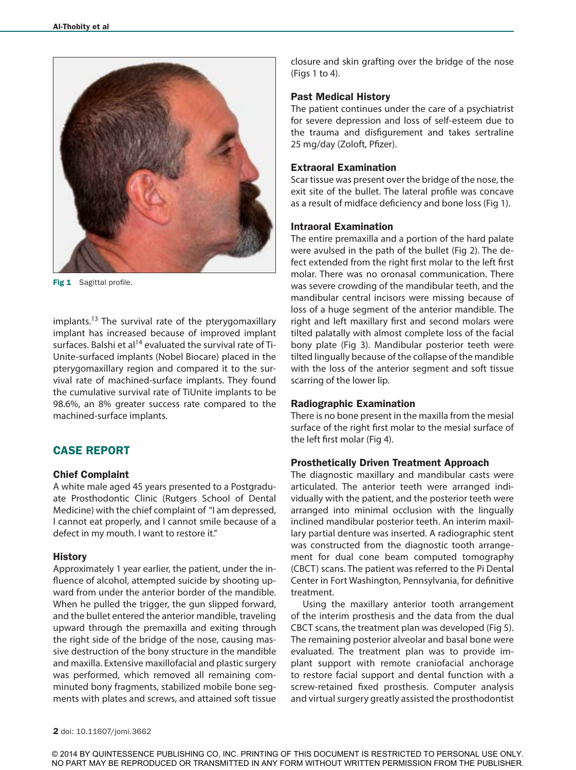Fig 1 Sagittal profile.

implants.[13] The survival rate of the pterygomaxillary implant has increased because of improved implant surfaces. Balshi et al[14] evaluated the survival rate of TiUnite-surfaced implants (Nobel Biocare) placed in the pterygomaxillary region and compared it to the survival rate of machined-surface implants. They found the cumulative survival rate of TiUnite implants to be 98.6%, an 8% greater success rate compared to the machined-surface implants.

## CASE REPORT

### Chief Complaint

A white male aged 45 years presented to a Postgraduate Prosthodontic Clinic (Rutgers School of Dental Medicine) with the chief complaint of "I am depressed, I cannot eat properly, and I cannot smile because of a defect in my mouth. I want to restore it."

### History

Approximately 1 year earlier, the patient, under the influence of alcohol, attempted suicide by shooting upward from under the anterior border of the mandible. When he pulled the trigger, the gun slipped forward, and the bullet entered the anterior mandible, traveling upward through the premaxilla and exiting through the right side of the bridge of the nose, causing massive destruction of the bony structure in the mandible and maxilla. Extensive maxillofacial and plastic surgery was performed, which removed all remaining comminuted bony fragments, stabilized mobile bone segments with plates and screws, and attained soft tissue closure and skin grafting over the bridge of the nose (Figs 1 to 4).

### Past Medical History

The patient continues under the care of a psychiatrist for severe depression and loss of self-esteem due to the trauma and disfigurement and takes sertraline 25 mg/day (Zoloft, Pfizer).

### Extraoral Examination

Scar tissue was present over the bridge of the nose, the exit site of the bullet. The lateral profile was concave as a result of midface deficiency and bone loss (Fig 1).

### Intraoral Examination

The entire premaxilla and a portion of the hard palate were avulsed in the path of the bullet (Fig 2). The defect extended from the right first molar to the left first molar. There was no oronasal communication. There was severe crowding of the mandibular teeth, and the mandibular central incisors were missing because of loss of a huge segment of the anterior mandible. The right and left maxillary first and second molars were tilted palatally with almost complete loss of the facial bony plate (Fig 3). Mandibular posterior teeth were tilted lingually because of the collapse of the mandible with the loss of the anterior segment and soft tissue scarring of the lower lip.

### Radiographic Examination

There is no bone present in the maxilla from the mesial surface of the right first molar to the mesial surface of the left first molar (Fig 4).

### Prosthetically Driven Treatment Approach

The diagnostic maxillary and mandibular casts were articulated. The anterior teeth were arranged individually with the patient, and the posterior teeth were arranged into minimal occlusion with the lingually inclined mandibular posterior teeth. An interim maxillary partial denture was inserted. A radiographic stent was constructed from the diagnostic tooth arrangement for dual cone beam computed tomography (CBCT) scans. The patient was referred to the Pi Dental Center in Fort Washington, Pennsylvania, for definitive treatment.

Using the maxillary anterior tooth arrangement of the interim prosthesis and the data from the dual CBCT scans, the treatment plan was developed (Fig 5). The remaining posterior alveolar and basal bone were evaluated. The treatment plan was to provide implant support with remote craniofacial anchorage to restore facial support and dental function with a screw-retained fixed prosthesis. Computer analysis and virtual surgery greatly assisted the prosthodontist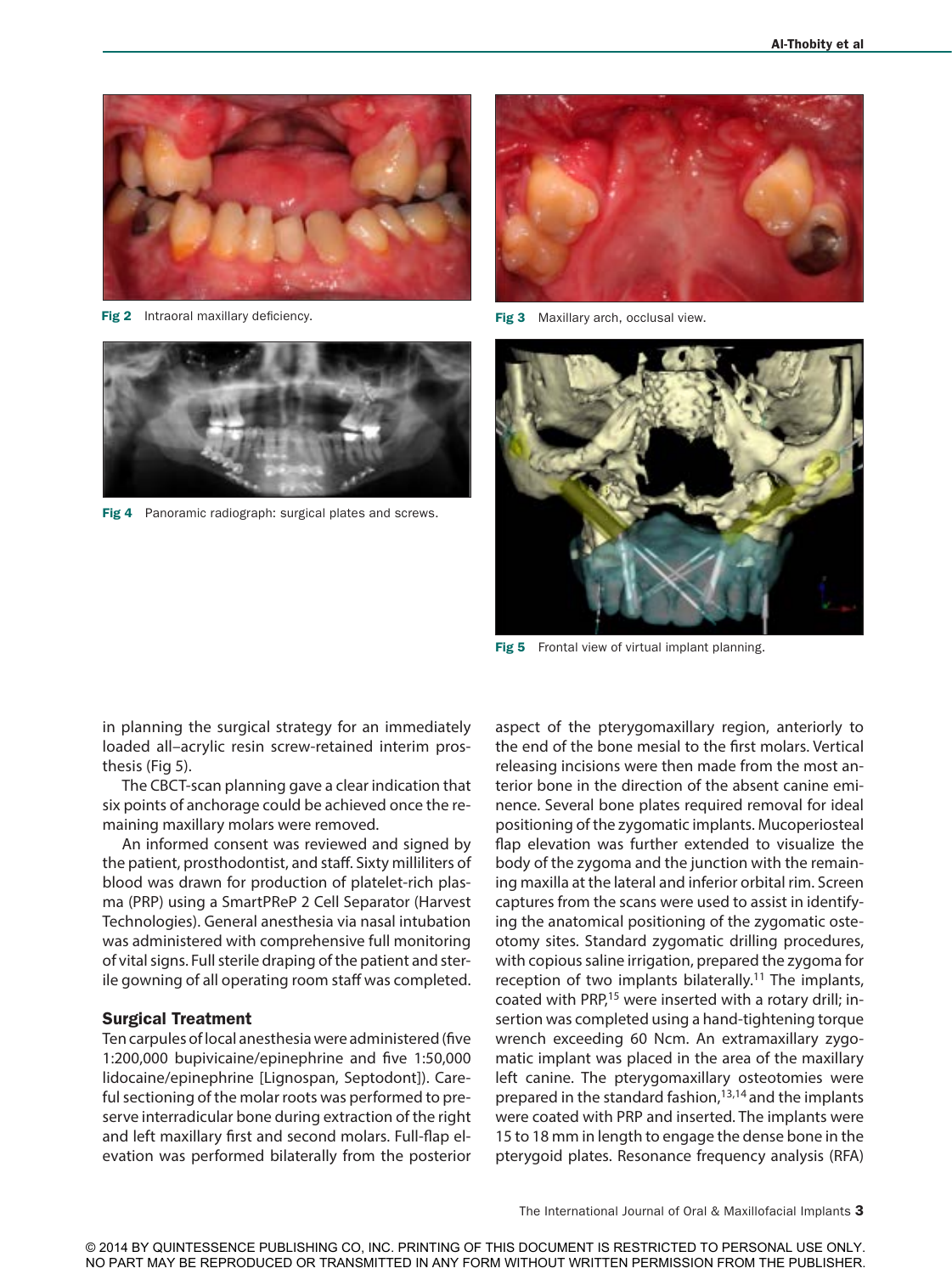Fig 2 Intraoral maxillary deficiency.

Fig 3 Maxillary arch, occlusal view.

Fig 4 Panoramic radiograph: surgical plates and screws.

Fig 5 Frontal view of virtual implant planning.

in planning the surgical strategy for an immediately loaded all–acrylic resin screw-retained interim prosthesis (Fig 5).

The CBCT-scan planning gave a clear indication that six points of anchorage could be achieved once the remaining maxillary molars were removed.

An informed consent was reviewed and signed by the patient, prosthodontist, and staff. Sixty milliliters of blood was drawn for production of platelet-rich plasma (PRP) using a SmartPReP 2 Cell Separator (Harvest Technologies). General anesthesia via nasal intubation was administered with comprehensive full monitoring of vital signs. Full sterile draping of the patient and sterile gowning of all operating room staff was completed.

### Surgical Treatment

Ten carpules of local anesthesia were administered (five 1:200,000 bupivicaine/epinephrine and five 1:50,000 lidocaine/epinephrine [Lignospan, Septodont]). Careful sectioning of the molar roots was performed to preserve interradicular bone during extraction of the right and left maxillary first and second molars. Full-flap elevation was performed bilaterally from the posterior aspect of the pterygomaxillary region, anteriorly to the end of the bone mesial to the first molars. Vertical releasing incisions were then made from the most anterior bone in the direction of the absent canine eminence. Several bone plates required removal for ideal positioning of the zygomatic implants. Mucoperiosteal flap elevation was further extended to visualize the body of the zygoma and the junction with the remaining maxilla at the lateral and inferior orbital rim. Screen captures from the scans were used to assist in identifying the anatomical positioning of the zygomatic osteotomy sites. Standard zygomatic drilling procedures, with copious saline irrigation, prepared the zygoma for reception of two implants bilaterally.[11] The implants, coated with PRP,[15] were inserted with a rotary drill; insertion was completed using a hand-tightening torque wrench exceeding 60 Ncm. An extramaxillary zygomatic implant was placed in the area of the maxillary left canine. The pterygomaxillary osteotomies were prepared in the standard fashion,[13,14] and the implants were coated with PRP and inserted. The implants were 15 to 18 mm in length to engage the dense bone in the pterygoid plates. Resonance frequency analysis (RFA)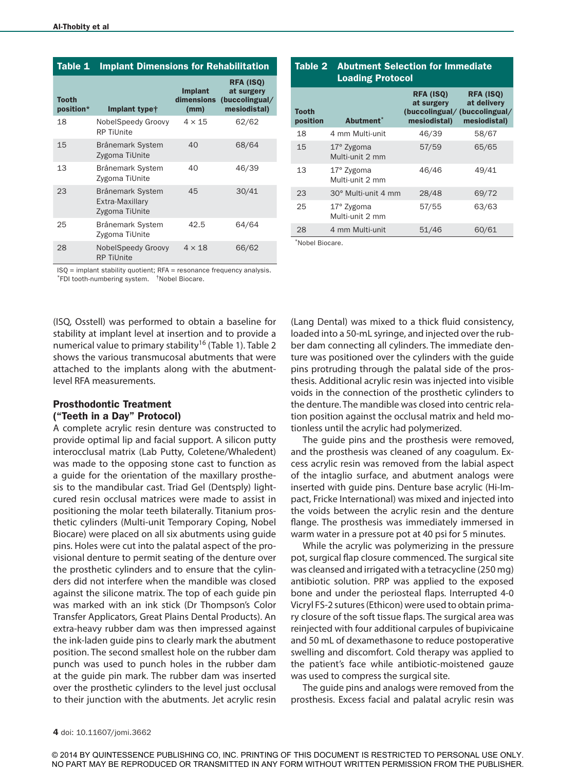**Table 1 Implant Dimensions for Rehabilitation**

| Tooth position* | Implant type† | Implant dimensions (mm) | RFA (ISQ) at surgery (buccolingual/ mesiodistal) |
|---|---|---|---|
| 18 | NobelSpeedy Groovy RP TiUnite | 4 × 15 | 62/62 |
| 15 | Brånemark System Zygoma TiUnite | 40 | 68/64 |
| 13 | Brånemark System Zygoma TiUnite | 40 | 46/39 |
| 23 | Brånemark System Extra-Maxillary Zygoma TiUnite | 45 | 30/41 |
| 25 | Brånemark System Zygoma TiUnite | 42.5 | 64/64 |
| 28 | NobelSpeedy Groovy RP TiUnite | 4 × 18 | 66/62 |

ISQ = implant stability quotient; RFA = resonance frequency analysis.
*FDI tooth-numbering system. †Nobel Biocare.

**Table 2 Abutment Selection for Immediate Loading Protocol**

| Tooth position | Abutment* | RFA (ISQ) at surgery (buccolingual/ mesiodistal) | RFA (ISQ) at delivery (buccolingual/ mesiodistal) |
|---|---|---|---|
| 18 | 4 mm Multi-unit | 46/39 | 58/67 |
| 15 | 17° Zygoma Multi-unit 2 mm | 57/59 | 65/65 |
| 13 | 17° Zygoma Multi-unit 2 mm | 46/46 | 49/41 |
| 23 | 30° Multi-unit 4 mm | 28/48 | 69/72 |
| 25 | 17° Zygoma Multi-unit 2 mm | 57/55 | 63/63 |
| 28 | 4 mm Multi-unit | 51/46 | 60/61 |

*Nobel Biocare.

(ISQ, Osstell) was performed to obtain a baseline for stability at implant level at insertion and to provide a numerical value to primary stability[16] (Table 1). Table 2 shows the various transmucosal abutments that were attached to the implants along with the abutment-level RFA measurements.

### Prosthodontic Treatment ("Teeth in a Day" Protocol)

A complete acrylic resin denture was constructed to provide optimal lip and facial support. A silicon putty interocclusal matrix (Lab Putty, Coletene/Whaledent) was made to the opposing stone cast to function as a guide for the orientation of the maxillary prosthesis to the mandibular cast. Triad Gel (Dentsply) light-cured resin occlusal matrices were made to assist in positioning the molar teeth bilaterally. Titanium prosthetic cylinders (Multi-unit Temporary Coping, Nobel Biocare) were placed on all six abutments using guide pins. Holes were cut into the palatal aspect of the provisional denture to permit seating of the denture over the prosthetic cylinders and to ensure that the cylinders did not interfere when the mandible was closed against the silicone matrix. The top of each guide pin was marked with an ink stick (Dr Thompson's Color Transfer Applicators, Great Plains Dental Products). An extra-heavy rubber dam was then impressed against the ink-laden guide pins to clearly mark the abutment position. The second smallest hole on the rubber dam punch was used to punch holes in the rubber dam at the guide pin mark. The rubber dam was inserted over the prosthetic cylinders to the level just occlusal to their junction with the abutments. Jet acrylic resin (Lang Dental) was mixed to a thick fluid consistency, loaded into a 50-mL syringe, and injected over the rubber dam connecting all cylinders. The immediate denture was positioned over the cylinders with the guide pins protruding through the palatal side of the prosthesis. Additional acrylic resin was injected into visible voids in the connection of the prosthetic cylinders to the denture. The mandible was closed into centric relation position against the occlusal matrix and held motionless until the acrylic had polymerized.

The guide pins and the prosthesis were removed, and the prosthesis was cleaned of any coagulum. Excess acrylic resin was removed from the labial aspect of the intaglio surface, and abutment analogs were inserted with guide pins. Denture base acrylic (Hi-Impact, Fricke International) was mixed and injected into the voids between the acrylic resin and the denture flange. The prosthesis was immediately immersed in warm water in a pressure pot at 40 psi for 5 minutes.

While the acrylic was polymerizing in the pressure pot, surgical flap closure commenced. The surgical site was cleansed and irrigated with a tetracycline (250 mg) antibiotic solution. PRP was applied to the exposed bone and under the periosteal flaps. Interrupted 4-0 Vicryl FS-2 sutures (Ethicon) were used to obtain primary closure of the soft tissue flaps. The surgical area was reinjected with four additional carpules of bupivacaine and 50 mL of dexamethasone to reduce postoperative swelling and discomfort. Cold therapy was applied to the patient's face while antibiotic-moistened gauze was used to compress the surgical site.

The guide pins and analogs were removed from the prosthesis. Excess facial and palatal acrylic resin was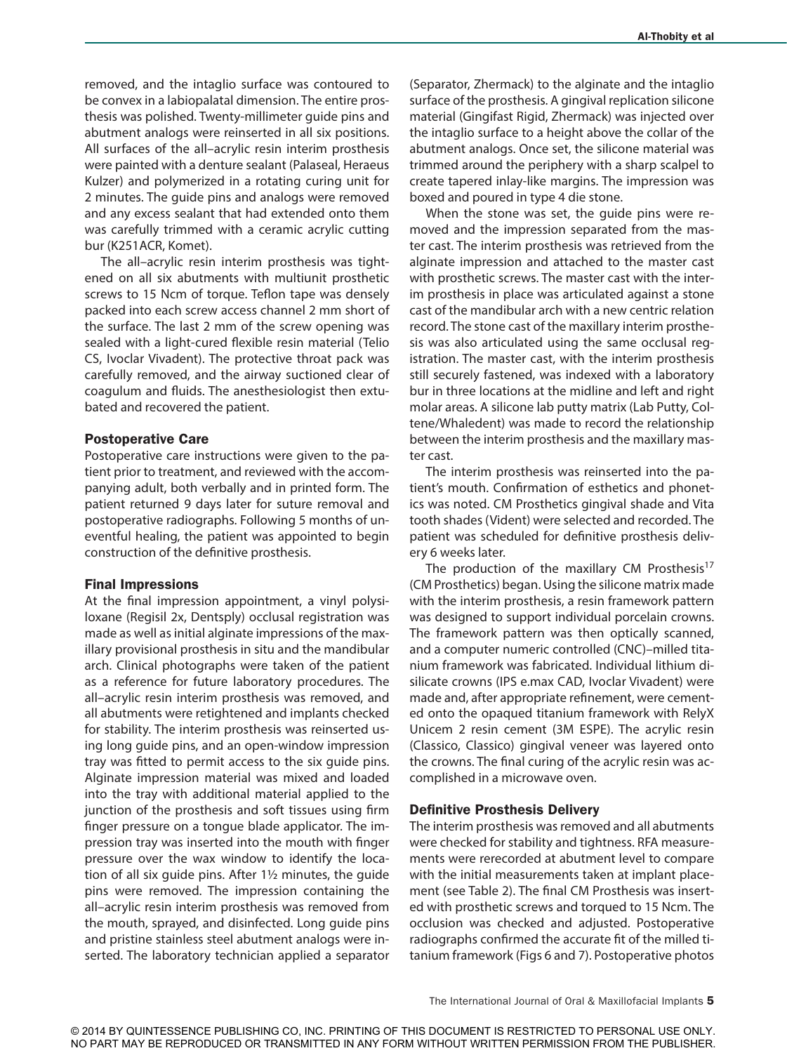removed, and the intaglio surface was contoured to be convex in a labiopalatal dimension. The entire prosthesis was polished. Twenty-millimeter guide pins and abutment analogs were reinserted in all six positions. All surfaces of the all–acrylic resin interim prosthesis were painted with a denture sealant (Palaseal, Heraeus Kulzer) and polymerized in a rotating curing unit for 2 minutes. The guide pins and analogs were removed and any excess sealant that had extended onto them was carefully trimmed with a ceramic acrylic cutting bur (K251ACR, Komet).

The all–acrylic resin interim prosthesis was tightened on all six abutments with multiunit prosthetic screws to 15 Ncm of torque. Teflon tape was densely packed into each screw access channel 2 mm short of the surface. The last 2 mm of the screw opening was sealed with a light-cured flexible resin material (Telio CS, Ivoclar Vivadent). The protective throat pack was carefully removed, and the airway suctioned clear of coagulum and fluids. The anesthesiologist then extubated and recovered the patient.

### Postoperative Care

Postoperative care instructions were given to the patient prior to treatment, and reviewed with the accompanying adult, both verbally and in printed form. The patient returned 9 days later for suture removal and postoperative radiographs. Following 5 months of uneventful healing, the patient was appointed to begin construction of the definitive prosthesis.

### Final Impressions

At the final impression appointment, a vinyl polysiloxane (Regisil 2x, Dentsply) occlusal registration was made as well as initial alginate impressions of the maxillary provisional prosthesis in situ and the mandibular arch. Clinical photographs were taken of the patient as a reference for future laboratory procedures. The all–acrylic resin interim prosthesis was removed, and all abutments were retightened and implants checked for stability. The interim prosthesis was reinserted using long guide pins, and an open-window impression tray was fitted to permit access to the six guide pins. Alginate impression material was mixed and loaded into the tray with additional material applied to the junction of the prosthesis and soft tissues using firm finger pressure on a tongue blade applicator. The impression tray was inserted into the mouth with finger pressure over the wax window to identify the location of all six guide pins. After 1½ minutes, the guide pins were removed. The impression containing the all–acrylic resin interim prosthesis was removed from the mouth, sprayed, and disinfected. Long guide pins and pristine stainless steel abutment analogs were inserted. The laboratory technician applied a separator (Separator, Zhermack) to the alginate and the intaglio surface of the prosthesis. A gingival replication silicone material (Gingifast Rigid, Zhermack) was injected over the intaglio surface to a height above the collar of the abutment analogs. Once set, the silicone material was trimmed around the periphery with a sharp scalpel to create tapered inlay-like margins. The impression was boxed and poured in type 4 die stone.

When the stone was set, the guide pins were removed and the impression separated from the master cast. The interim prosthesis was retrieved from the alginate impression and attached to the master cast with prosthetic screws. The master cast with the interim prosthesis in place was articulated against a stone cast of the mandibular arch with a new centric relation record. The stone cast of the maxillary interim prosthesis was also articulated using the same occlusal registration. The master cast, with the interim prosthesis still securely fastened, was indexed with a laboratory bur in three locations at the midline and left and right molar areas. A silicone lab putty matrix (Lab Putty, Coltene/Whaledent) was made to record the relationship between the interim prosthesis and the maxillary master cast.

The interim prosthesis was reinserted into the patient's mouth. Confirmation of esthetics and phonetics was noted. CM Prosthetics gingival shade and Vita tooth shades (Vident) were selected and recorded. The patient was scheduled for definitive prosthesis delivery 6 weeks later.

The production of the maxillary CM Prosthesis[17] (CM Prosthetics) began. Using the silicone matrix made with the interim prosthesis, a resin framework pattern was designed to support individual porcelain crowns. The framework pattern was then optically scanned, and a computer numeric controlled (CNC)–milled titanium framework was fabricated. Individual lithium disilicate crowns (IPS e.max CAD, Ivoclar Vivadent) were made and, after appropriate refinement, were cemented onto the opaqued titanium framework with RelyX Unicem 2 resin cement (3M ESPE). The acrylic resin (Classico, Classico) gingival veneer was layered onto the crowns. The final curing of the acrylic resin was accomplished in a microwave oven.

### Definitive Prosthesis Delivery

The interim prosthesis was removed and all abutments were checked for stability and tightness. RFA measurements were rerecorded at abutment level to compare with the initial measurements taken at implant placement (see Table 2). The final CM Prosthesis was inserted with prosthetic screws and torqued to 15 Ncm. The occlusion was checked and adjusted. Postoperative radiographs confirmed the accurate fit of the milled titanium framework (Figs 6 and 7). Postoperative photos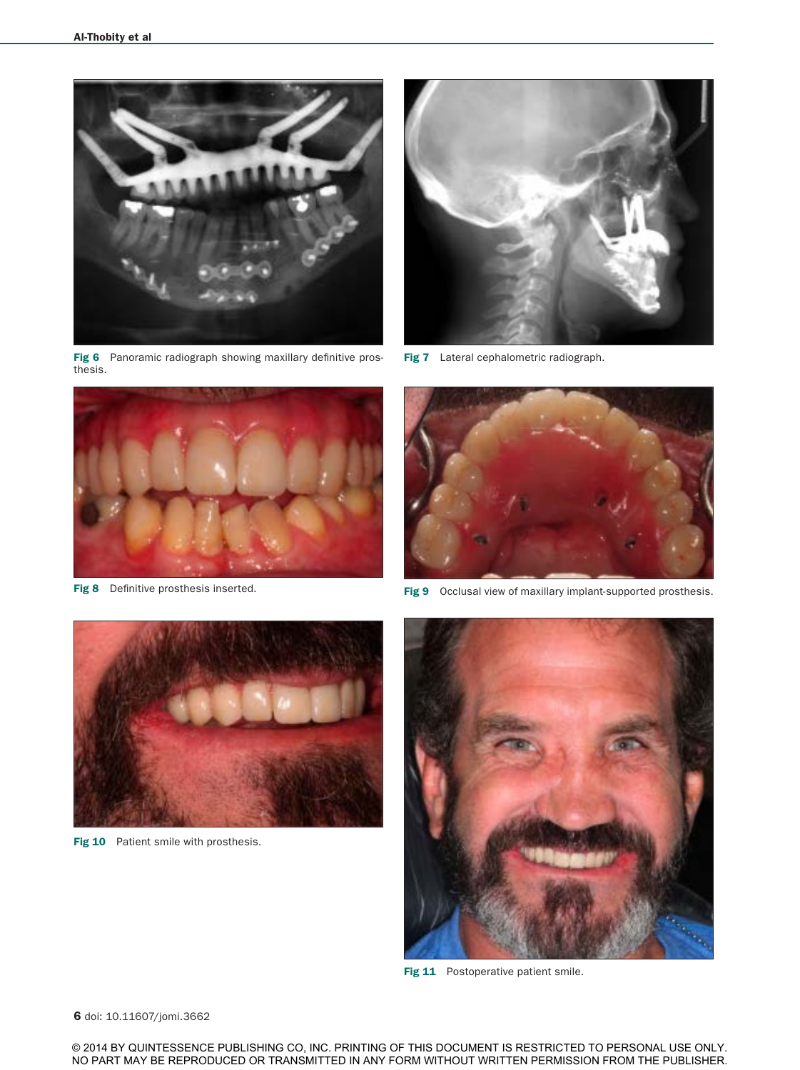**Fig 6** Panoramic radiograph showing maxillary definitive prosthesis.

**Fig 7** Lateral cephalometric radiograph.

**Fig 8** Definitive prosthesis inserted.

**Fig 9** Occlusal view of maxillary implant-supported prosthesis.

**Fig 10** Patient smile with prosthesis.

**Fig 11** Postoperative patient smile.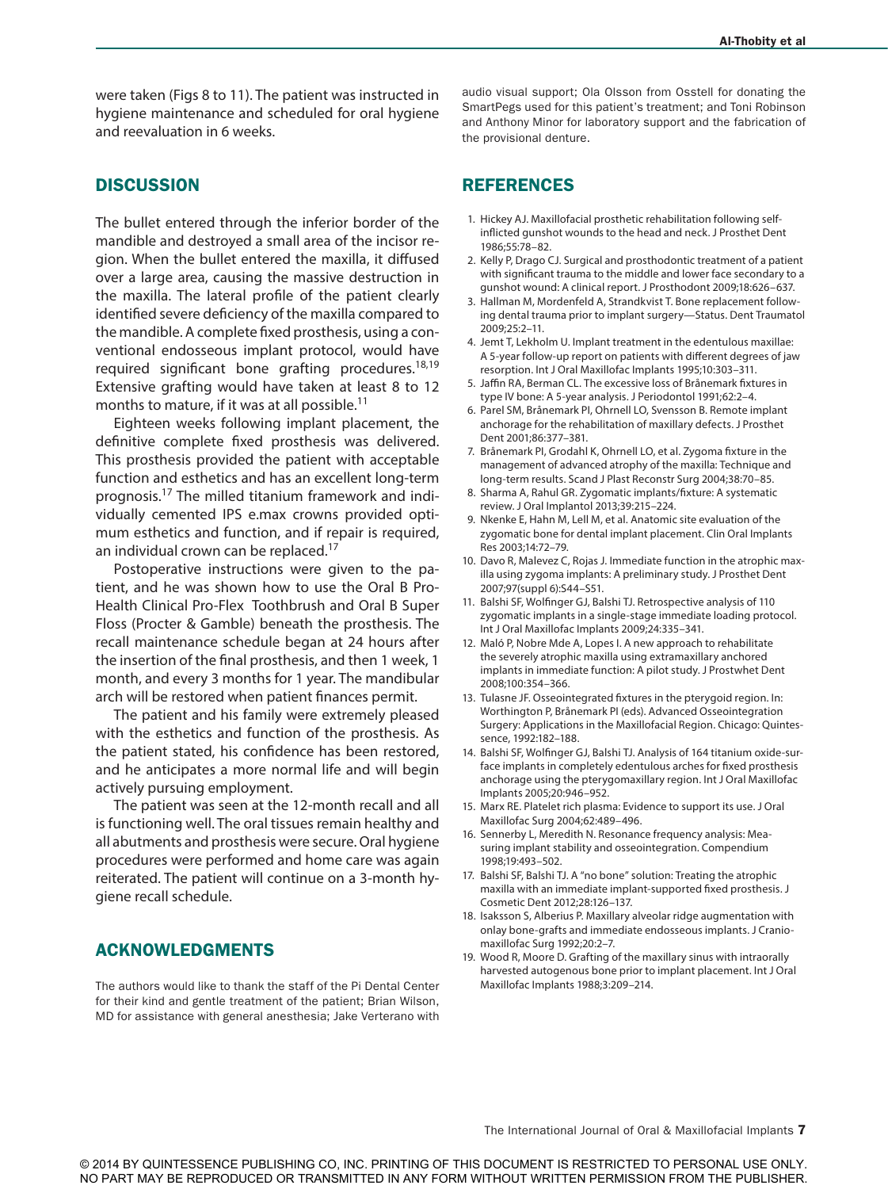were taken (Figs 8 to 11). The patient was instructed in hygiene maintenance and scheduled for oral hygiene and reevaluation in 6 weeks.

## DISCUSSION

The bullet entered through the inferior border of the mandible and destroyed a small area of the incisor region. When the bullet entered the maxilla, it diffused over a large area, causing the massive destruction in the maxilla. The lateral profile of the patient clearly identified severe deficiency of the maxilla compared to the mandible. A complete fixed prosthesis, using a conventional endosseous implant protocol, would have required significant bone grafting procedures.[18,19] Extensive grafting would have taken at least 8 to 12 months to mature, if it was at all possible.[11]

Eighteen weeks following implant placement, the definitive complete fixed prosthesis was delivered. This prosthesis provided the patient with acceptable function and esthetics and has an excellent long-term prognosis.[17] The milled titanium framework and individually cemented IPS e.max crowns provided optimum esthetics and function, and if repair is required, an individual crown can be replaced.[17]

Postoperative instructions were given to the patient, and he was shown how to use the Oral B Pro-Health Clinical Pro-Flex Toothbrush and Oral B Super Floss (Procter & Gamble) beneath the prosthesis. The recall maintenance schedule began at 24 hours after the insertion of the final prosthesis, and then 1 week, 1 month, and every 3 months for 1 year. The mandibular arch will be restored when patient finances permit.

The patient and his family were extremely pleased with the esthetics and function of the prosthesis. As the patient stated, his confidence has been restored, and he anticipates a more normal life and will begin actively pursuing employment.

The patient was seen at the 12-month recall and all is functioning well. The oral tissues remain healthy and all abutments and prosthesis were secure. Oral hygiene procedures were performed and home care was again reiterated. The patient will continue on a 3-month hygiene recall schedule.

## ACKNOWLEDGMENTS

The authors would like to thank the staff of the Pi Dental Center for their kind and gentle treatment of the patient; Brian Wilson, MD for assistance with general anesthesia; Jake Verterano with audio visual support; Ola Olsson from Osstell for donating the SmartPegs used for this patient's treatment; and Toni Robinson and Anthony Minor for laboratory support and the fabrication of the provisional denture.

## REFERENCES

1. Hickey AJ. Maxillofacial prosthetic rehabilitation following self-inflicted gunshot wounds to the head and neck. J Prosthet Dent 1986;55:78–82.
2. Kelly P, Drago CJ. Surgical and prosthodontic treatment of a patient with significant trauma to the middle and lower face secondary to a gunshot wound: A clinical report. J Prosthodont 2009;18:626–637.
3. Hallman M, Mordenfeld A, Strandkvist T. Bone replacement following dental trauma prior to implant surgery—Status. Dent Traumatol 2009;25:2–11.
4. Jemt T, Lekholm U. Implant treatment in the edentulous maxillae: A 5-year follow-up report on patients with different degrees of jaw resorption. Int J Oral Maxillofac Implants 1995;10:303–311.
5. Jaffin RA, Berman CL. The excessive loss of Brånemark fixtures in type IV bone: A 5-year analysis. J Periodontol 1991;62:2–4.
6. Parel SM, Brånemark PI, Ohrnell LO, Svensson B. Remote implant anchorage for the rehabilitation of maxillary defects. J Prosthet Dent 2001;86:377–381.
7. Brånemark PI, Grodahl K, Ohrnell LO, et al. Zygoma fixture in the management of advanced atrophy of the maxilla: Technique and long-term results. Scand J Plast Reconstr Surg 2004;38:70–85.
8. Sharma A, Rahul GR. Zygomatic implants/fixture: A systematic review. J Oral Implantol 2013;39:215–224.
9. Nkenke E, Hahn M, Lell M, et al. Anatomic site evaluation of the zygomatic bone for dental implant placement. Clin Oral Implants Res 2003;14:72–79.
10. Davo R, Malevez C, Rojas J. Immediate function in the atrophic maxilla using zygoma implants: A preliminary study. J Prosthet Dent 2007;97(suppl 6):S44–S51.
11. Balshi SF, Wolfinger GJ, Balshi TJ. Retrospective analysis of 110 zygomatic implants in a single-stage immediate loading protocol. Int J Oral Maxillofac Implants 2009;24:335–341.
12. Maló P, Nobre Mde A, Lopes I. A new approach to rehabilitate the severely atrophic maxilla using extramaxillary anchored implants in immediate function: A pilot study. J Prostwhet Dent 2008;100:354–366.
13. Tulasne JF. Osseointegrated fixtures in the pterygoid region. In: Worthington P, Brånemark PI (eds). Advanced Osseointegration Surgery: Applications in the Maxillofacial Region. Chicago: Quintessence, 1992:182–188.
14. Balshi SF, Wolfinger GJ, Balshi TJ. Analysis of 164 titanium oxide-surface implants in completely edentulous arches for fixed prosthesis anchorage using the pterygomaxillary region. Int J Oral Maxillofac Implants 2005;20:946–952.
15. Marx RE. Platelet rich plasma: Evidence to support its use. J Oral Maxillofac Surg 2004;62:489–496.
16. Sennerby L, Meredith N. Resonance frequency analysis: Measuring implant stability and osseointegration. Compendium 1998;19:493–502.
17. Balshi SF, Balshi TJ. A "no bone" solution: Treating the atrophic maxilla with an immediate implant-supported fixed prosthesis. J Cosmetic Dent 2012;28:126–137.
18. Isaksson S, Alberius P. Maxillary alveolar ridge augmentation with onlay bone-grafts and immediate endosseous implants. J Craniomaxillofac Surg 1992;20:2–7.
19. Wood R, Moore D. Grafting of the maxillary sinus with intraorally harvested autogenous bone prior to implant placement. Int J Oral Maxillofac Implants 1988;3:209–214.